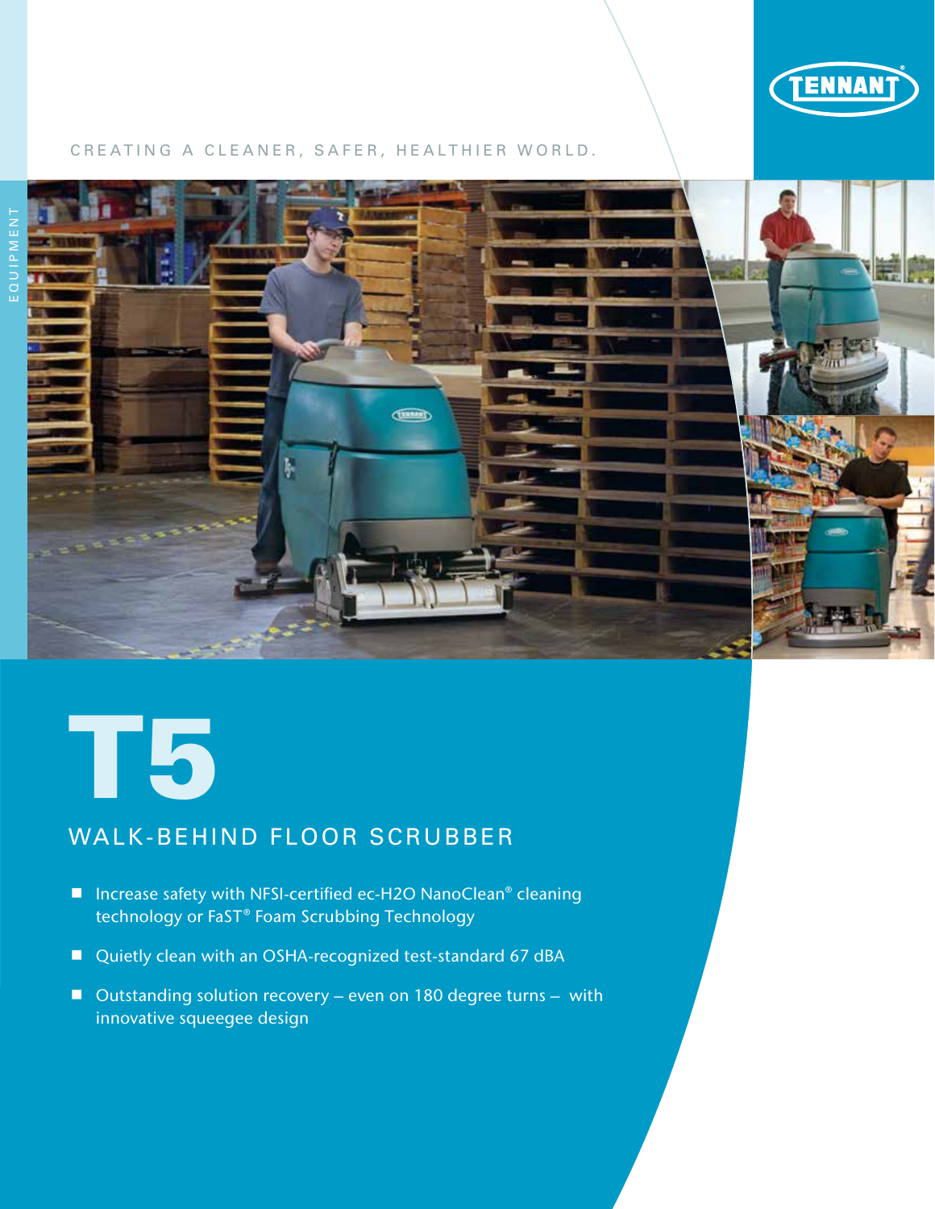TENNANT

CREATING A CLEANER, SAFER, HEALTHIER WORLD.

EQUIPMENT

# T5

## WALK-BEHIND FLOOR SCRUBBER

- Increase safety with NFSI-certified ec-H2O NanoClean® cleaning technology or FaST® Foam Scrubbing Technology
- Quietly clean with an OSHA-recognized test-standard 67 dBA
- Outstanding solution recovery – even on 180 degree turns – with innovative squeegee design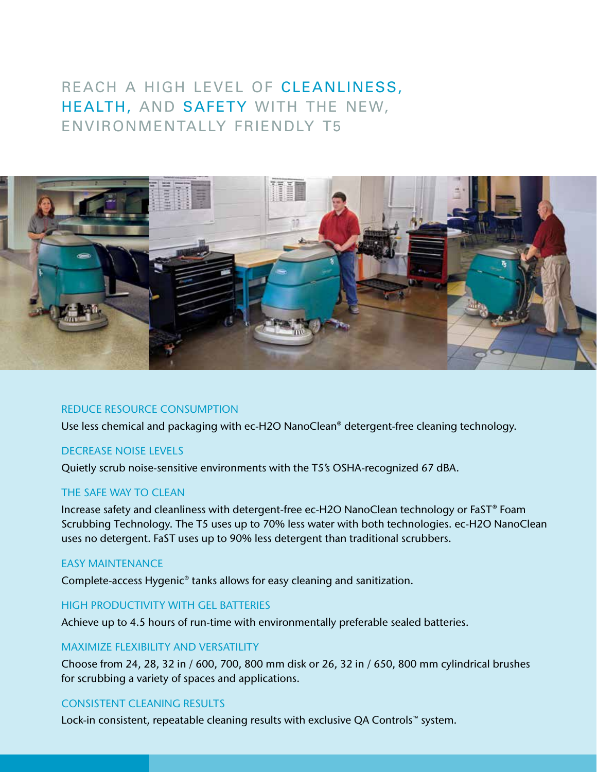# REACH A HIGH LEVEL OF CLEANLINESS, HEALTH, AND SAFETY WITH THE NEW, ENVIRONMENTALLY FRIENDLY T5

## REDUCE RESOURCE CONSUMPTION

Use less chemical and packaging with ec-H2O NanoClean® detergent-free cleaning technology.

## DECREASE NOISE LEVELS

Quietly scrub noise-sensitive environments with the T5's OSHA-recognized 67 dBA.

## THE SAFE WAY TO CLEAN

Increase safety and cleanliness with detergent-free ec-H2O NanoClean technology or FaST® Foam Scrubbing Technology. The T5 uses up to 70% less water with both technologies. ec-H2O NanoClean uses no detergent. FaST uses up to 90% less detergent than traditional scrubbers.

## EASY MAINTENANCE

Complete-access Hygenic® tanks allows for easy cleaning and sanitization.

## HIGH PRODUCTIVITY WITH GEL BATTERIES

Achieve up to 4.5 hours of run-time with environmentally preferable sealed batteries.

## MAXIMIZE FLEXIBILITY AND VERSATILITY

Choose from 24, 28, 32 in / 600, 700, 800 mm disk or 26, 32 in / 650, 800 mm cylindrical brushes for scrubbing a variety of spaces and applications.

## CONSISTENT CLEANING RESULTS

Lock-in consistent, repeatable cleaning results with exclusive QA Controls™ system.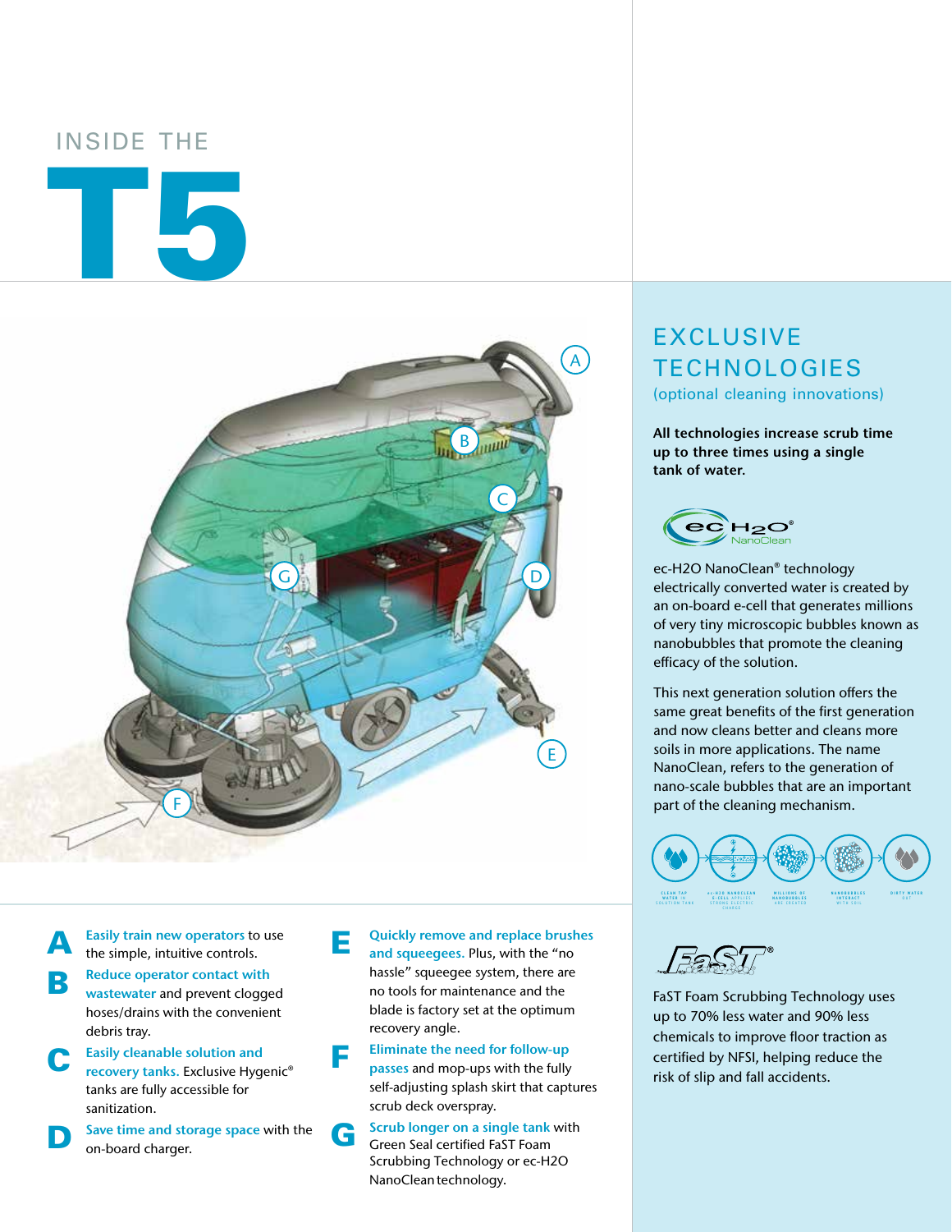# INSIDE THE T5

**A** Easily train new operators to use the simple, intuitive controls.

**B** Reduce operator contact with wastewater and prevent clogged hoses/drains with the convenient debris tray.

**C** Easily cleanable solution and recovery tanks. Exclusive Hygenic® tanks are fully accessible for sanitization.

**D** Save time and storage space with the on-board charger.

**E** Quickly remove and replace brushes and squeegees. Plus, with the "no hassle" squeegee system, there are no tools for maintenance and the blade is factory set at the optimum recovery angle.

**F** Eliminate the need for follow-up passes and mop-ups with the fully self-adjusting splash skirt that captures scrub deck overspray.

**G** Scrub longer on a single tank with Green Seal certified FaST Foam Scrubbing Technology or ec-H2O NanoClean technology.

## EXCLUSIVE TECHNOLOGIES

(optional cleaning innovations)

**All technologies increase scrub time up to three times using a single tank of water.**

ec-H2O NanoClean® technology electrically converted water is created by an on-board e-cell that generates millions of very tiny microscopic bubbles known as nanobubbles that promote the cleaning efficacy of the solution.

This next generation solution offers the same great benefits of the first generation and now cleans better and cleans more soils in more applications. The name NanoClean, refers to the generation of nano-scale bubbles that are an important part of the cleaning mechanism.

CLEAN TAP WATER IN SOLUTION TANK → ec-H2O NANOCLEAN E-CELL APPLIES STRONG ELECTRIC CHARGE → MILLIONS OF NANOBUBBLES ARE CREATED → NANOBUBBLES INTERACT WITH SOIL → DIRTY WATER OUT

FaST Foam Scrubbing Technology uses up to 70% less water and 90% less chemicals to improve floor traction as certified by NFSI, helping reduce the risk of slip and fall accidents.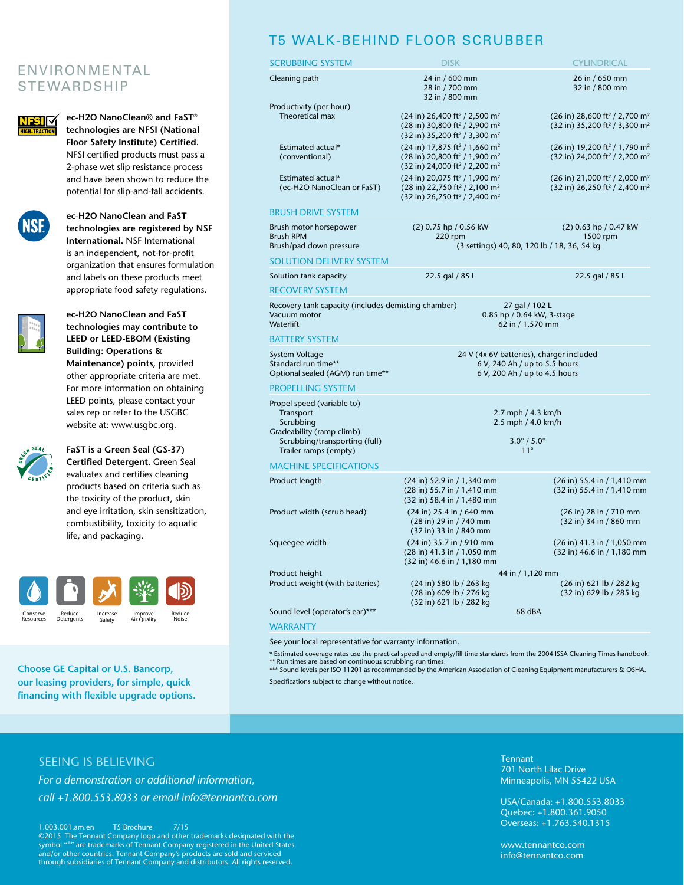## ENVIRONMENTAL STEWARDSHIP

**ec-H2O NanoClean® and FaST® technologies are NFSI (National Floor Safety Institute) Certified.** NFSI certified products must pass a 2-phase wet slip resistance process and have been shown to reduce the potential for slip-and-fall accidents.

**ec-H2O NanoClean and FaST technologies are registered by NSF International.** NSF International is an independent, not-for-profit organization that ensures formulation and labels on these products meet appropriate food safety regulations.

**ec-H2O NanoClean and FaST technologies may contribute to LEED or LEED-EBOM (Existing Building: Operations & Maintenance) points,** provided other appropriate criteria are met. For more information on obtaining LEED points, please contact your sales rep or refer to the USGBC website at: www.usgbc.org.

**FaST is a Green Seal (GS-37) Certified Detergent.** Green Seal evaluates and certifies cleaning products based on criteria such as the toxicity of the product, skin and eye irritation, skin sensitization, combustibility, toxicity to aquatic life, and packaging.

Conserve Resources | Reduce Detergents | Increase Safety | Improve Air Quality | Reduce Noise

Choose GE Capital or U.S. Bancorp, our leasing providers, for simple, quick financing with flexible upgrade options.

# T5 WALK-BEHIND FLOOR SCRUBBER

| SCRUBBING SYSTEM | DISK | CYLINDRICAL |
|---|---|---|
| Cleaning path | 24 in / 600 mm<br>28 in / 700 mm<br>32 in / 800 mm | 26 in / 650 mm<br>32 in / 800 mm |
| Productivity (per hour) | | |
| Theoretical max | (24 in) 26,400 ft² / 2,500 m²<br>(28 in) 30,800 ft² / 2,900 m²<br>(32 in) 35,200 ft² / 3,300 m² | (26 in) 28,600 ft² / 2,700 m²<br>(32 in) 35,200 ft² / 3,300 m² |
| Estimated actual* (conventional) | (24 in) 17,875 ft² / 1,660 m²<br>(28 in) 20,800 ft² / 1,900 m²<br>(32 in) 24,000 ft² / 2,200 m² | (26 in) 19,200 ft² / 1,790 m²<br>(32 in) 24,000 ft² / 2,200 m² |
| Estimated actual* (ec-H2O NanoClean or FaST) | (24 in) 20,075 ft² / 1,900 m²<br>(28 in) 22,750 ft² / 2,100 m²<br>(32 in) 26,250 ft² / 2,400 m² | (26 in) 21,000 ft² / 2,000 m²<br>(32 in) 26,250 ft² / 2,400 m² |
| **BRUSH DRIVE SYSTEM** | | |
| Brush motor horsepower | (2) 0.75 hp / 0.56 kW | (2) 0.63 hp / 0.47 kW |
| Brush RPM | 220 rpm | 1500 rpm |
| Brush/pad down pressure | (3 settings) 40, 80, 120 lb / 18, 36, 54 kg | |
| **SOLUTION DELIVERY SYSTEM** | | |
| Solution tank capacity | 22.5 gal / 85 L | 22.5 gal / 85 L |
| **RECOVERY SYSTEM** | | |
| Recovery tank capacity (includes demisting chamber) | 27 gal / 102 L | |
| Vacuum motor | 0.85 hp / 0.64 kW, 3-stage | |
| Waterlift | 62 in / 1,570 mm | |
| **BATTERY SYSTEM** | | |
| System Voltage | 24 V (4x 6V batteries), charger included | |
| Standard run time** | 6 V, 240 Ah / up to 5.5 hours | |
| Optional sealed (AGM) run time** | 6 V, 200 Ah / up to 4.5 hours | |
| **PROPELLING SYSTEM** | | |
| Propel speed (variable to) | | |
| Transport | 2.7 mph / 4.3 km/h | |
| Scrubbing | 2.5 mph / 4.0 km/h | |
| Gradeability (ramp climb) | | |
| Scrubbing/transporting (full) | 3.0° / 5.0° | |
| Trailer ramps (empty) | 11° | |
| **MACHINE SPECIFICATIONS** | | |
| Product length | (24 in) 52.9 in / 1,340 mm<br>(28 in) 55.7 in / 1,410 mm<br>(32 in) 58.4 in / 1,480 mm | (26 in) 55.4 in / 1,410 mm<br>(32 in) 55.4 in / 1,410 mm |
| Product width (scrub head) | (24 in) 25.4 in / 640 mm<br>(28 in) 29 in / 740 mm<br>(32 in) 33 in / 840 mm | (26 in) 28 in / 710 mm<br>(32 in) 34 in / 860 mm |
| Squeegee width | (24 in) 35.7 in / 910 mm<br>(28 in) 41.3 in / 1,050 mm<br>(32 in) 46.6 in / 1,180 mm | (26 in) 41.3 in / 1,050 mm<br>(32 in) 46.6 in / 1,180 mm |
| Product height | 44 in / 1,120 mm | |
| Product weight (with batteries) | (24 in) 580 lb / 263 kg<br>(28 in) 609 lb / 276 kg<br>(32 in) 621 lb / 282 kg | (26 in) 621 lb / 282 kg<br>(32 in) 629 lb / 285 kg |
| Sound level (operator's ear)*** | 68 dBA | |
| **WARRANTY** | | |
| See your local representative for warranty information. | | |

\* Estimated coverage rates use the practical speed and empty/fill time standards from the 2004 ISSA Cleaning Times handbook.
\** Run times are based on continuous scrubbing run times.
\*** Sound levels per ISO 11201 as recommended by the American Association of Cleaning Equipment manufacturers & OSHA.

Specifications subject to change without notice.

## SEEING IS BELIEVING

*For a demonstration or additional information, call +1.800.553.8033 or email info@tennantco.com*

1.003.001.am.en    T5 Brochure    7/15
©2015 The Tennant Company logo and other trademarks designated with the symbol "®" are trademarks of Tennant Company registered in the United States and/or other countries. Tennant Company's products are sold and serviced through subsidiaries of Tennant Company and distributors. All rights reserved.

Tennant
701 North Lilac Drive
Minneapolis, MN 55422 USA

USA/Canada: +1.800.553.8033
Quebec: +1.800.361.9050
Overseas: +1.763.540.1315

www.tennantco.com
info@tennantco.com